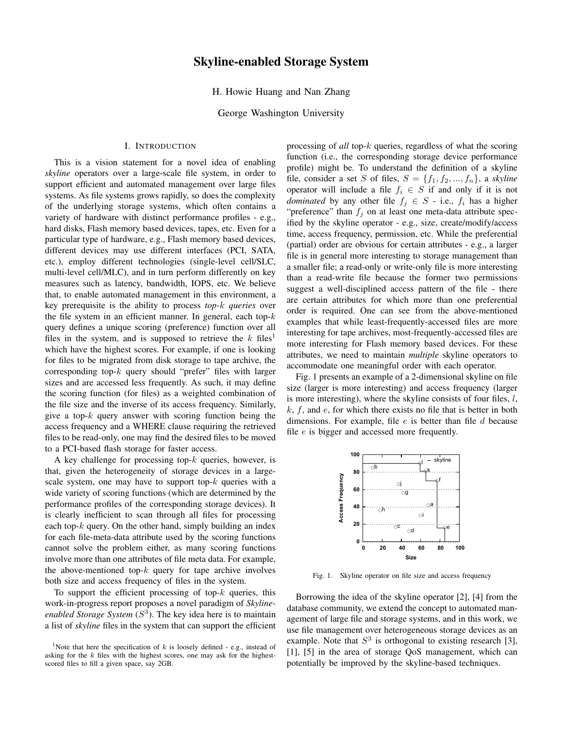# Skyline-enabled Storage System

H. Howie Huang and Nan Zhang

George Washington University

## I. INTRODUCTION

This is a vision statement for a novel idea of enabling *skyline* operators over a large-scale file system, in order to support efficient and automated management over large files systems. As file systems grows rapidly, so does the complexity of the underlying storage systems, which often contains a variety of hardware with distinct performance profiles - e.g., hard disks, Flash memory based devices, tapes, etc. Even for a particular type of hardware, e.g., Flash memory based devices, different devices may use different interfaces (PCI, SATA, etc.), employ different technologies (single-level cell/SLC, multi-level cell/MLC), and in turn perform differently on key measures such as latency, bandwidth, IOPS, etc. We believe that, to enable automated management in this environment, a key prerequisite is the ability to process *top-$k$ queries* over the file system in an efficient manner. In general, each top-$k$ query defines a unique scoring (preference) function over all files in the system, and is supposed to retrieve the $k$ files[1] which have the highest scores. For example, if one is looking for files to be migrated from disk storage to tape archive, the corresponding top-$k$ query should "prefer" files with larger sizes and are accessed less frequently. As such, it may define the scoring function (for files) as a weighted combination of the file size and the inverse of its access frequency. Similarly, give a top-$k$ query answer with scoring function being the access frequency and a WHERE clause requiring the retrieved files to be read-only, one may find the desired files to be moved to a PCI-based flash storage for faster access.

A key challenge for processing top-$k$ queries, however, is that, given the heterogeneity of storage devices in a large-scale system, one may have to support top-$k$ queries with a wide variety of scoring functions (which are determined by the performance profiles of the corresponding storage devices). It is clearly inefficient to scan through all files for processing each top-$k$ query. On the other hand, simply building an index for each file-meta-data attribute used by the scoring functions cannot solve the problem either, as many scoring functions involve more than one attributes of file meta data. For example, the above-mentioned top-$k$ query for tape archive involves both size and access frequency of files in the system.

To support the efficient processing of top-$k$ queries, this work-in-progress report proposes a novel paradigm of *Skyline-enabled Storage System* ($S^3$). The key idea here is to maintain a list of *skyline* files in the system that can support the efficient processing of *all* top-$k$ queries, regardless of what the scoring function (i.e., the corresponding storage device performance profile) might be. To understand the definition of a skyline file, consider a set $S$ of files, $S = \{f_1, f_2, ..., f_n\}$, a *skyline* operator will include a file $f_i \in S$ if and only if it is not *dominated* by any other file $f_j \in S$ - i.e., $f_i$ has a higher "preference" than $f_j$ on at least one meta-data attribute specified by the skyline operator - e.g., size, create/modify/access time, access frequency, permission, etc. While the preferential (partial) order are obvious for certain attributes - e.g., a larger file is in general more interesting to storage management than a smaller file; a read-only or write-only file is more interesting than a read-write file because the former two permissions suggest a well-disciplined access pattern of the file - there are certain attributes for which more than one preferential order is required. One can see from the above-mentioned examples that while least-frequently-accessed files are more interesting for tape archives, most-frequently-accessed files are more interesting for Flash memory based devices. For these attributes, we need to maintain *multiple* skyline operators to accommodate one meaningful order with each operator.

Fig. 1 presents an example of a 2-dimensional skyline on file size (larger is more interesting) and access frequency (larger is more interesting), where the skyline consists of four files, $l$, $k$, $f$, and $e$, for which there exists no file that is better in both dimensions. For example, file $e$ is better than file $d$ because file $e$ is bigger and accessed more frequently.

Fig. 1. Skyline operator on file size and access frequency

Borrowing the idea of the skyline operator [2], [4] from the database community, we extend the concept to automated management of large file and storage systems, and in this work, we use file management over heterogeneous storage devices as an example. Note that $S^3$ is orthogonal to existing research [3], [1], [5] in the area of storage QoS management, which can potentially be improved by the skyline-based techniques.

[1] Note that here the specification of $k$ is loosely defined - e.g., instead of asking for the $k$ files with the highest scores, one may ask for the highest-scored files to fill a given space, say 2GB.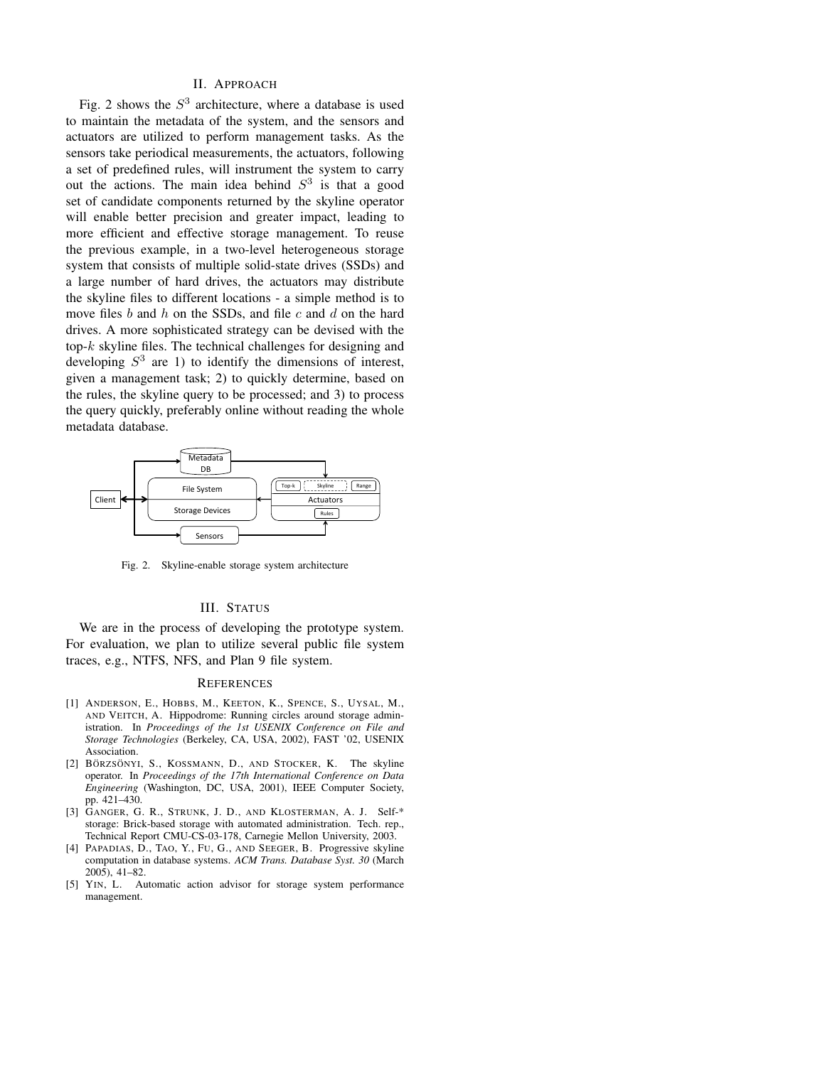## II. Approach

Fig. 2 shows the $S^3$ architecture, where a database is used to maintain the metadata of the system, and the sensors and actuators are utilized to perform management tasks. As the sensors take periodical measurements, the actuators, following a set of predefined rules, will instrument the system to carry out the actions. The main idea behind $S^3$ is that a good set of candidate components returned by the skyline operator will enable better precision and greater impact, leading to more efficient and effective storage management. To reuse the previous example, in a two-level heterogeneous storage system that consists of multiple solid-state drives (SSDs) and a large number of hard drives, the actuators may distribute the skyline files to different locations - a simple method is to move files $b$ and $h$ on the SSDs, and file $c$ and $d$ on the hard drives. A more sophisticated strategy can be devised with the top-$k$ skyline files. The technical challenges for designing and developing $S^3$ are 1) to identify the dimensions of interest, given a management task; 2) to quickly determine, based on the rules, the skyline query to be processed; and 3) to process the query quickly, preferably online without reading the whole metadata database.

Metadata DB

Client

File System

Storage Devices

Top-k

Skyline

Range

Actuators

Rules

Sensors

Fig. 2. Skyline-enable storage system architecture

## III. Status

We are in the process of developing the prototype system. For evaluation, we plan to utilize several public file system traces, e.g., NTFS, NFS, and Plan 9 file system.

## References

[1] Anderson, E., Hobbs, M., Keeton, K., Spence, S., Uysal, M., and Veitch, A. Hippodrome: Running circles around storage administration. In *Proceedings of the 1st USENIX Conference on File and Storage Technologies* (Berkeley, CA, USA, 2002), FAST '02, USENIX Association.

[2] Börzsönyi, S., Kossmann, D., and Stocker, K. The skyline operator. In *Proceedings of the 17th International Conference on Data Engineering* (Washington, DC, USA, 2001), IEEE Computer Society, pp. 421–430.

[3] Ganger, G. R., Strunk, J. D., and Klosterman, A. J. Self-* storage: Brick-based storage with automated administration. Tech. rep., Technical Report CMU-CS-03-178, Carnegie Mellon University, 2003.

[4] Papadias, D., Tao, Y., Fu, G., and Seeger, B. Progressive skyline computation in database systems. *ACM Trans. Database Syst. 30* (March 2005), 41–82.

[5] Yin, L. Automatic action advisor for storage system performance management.